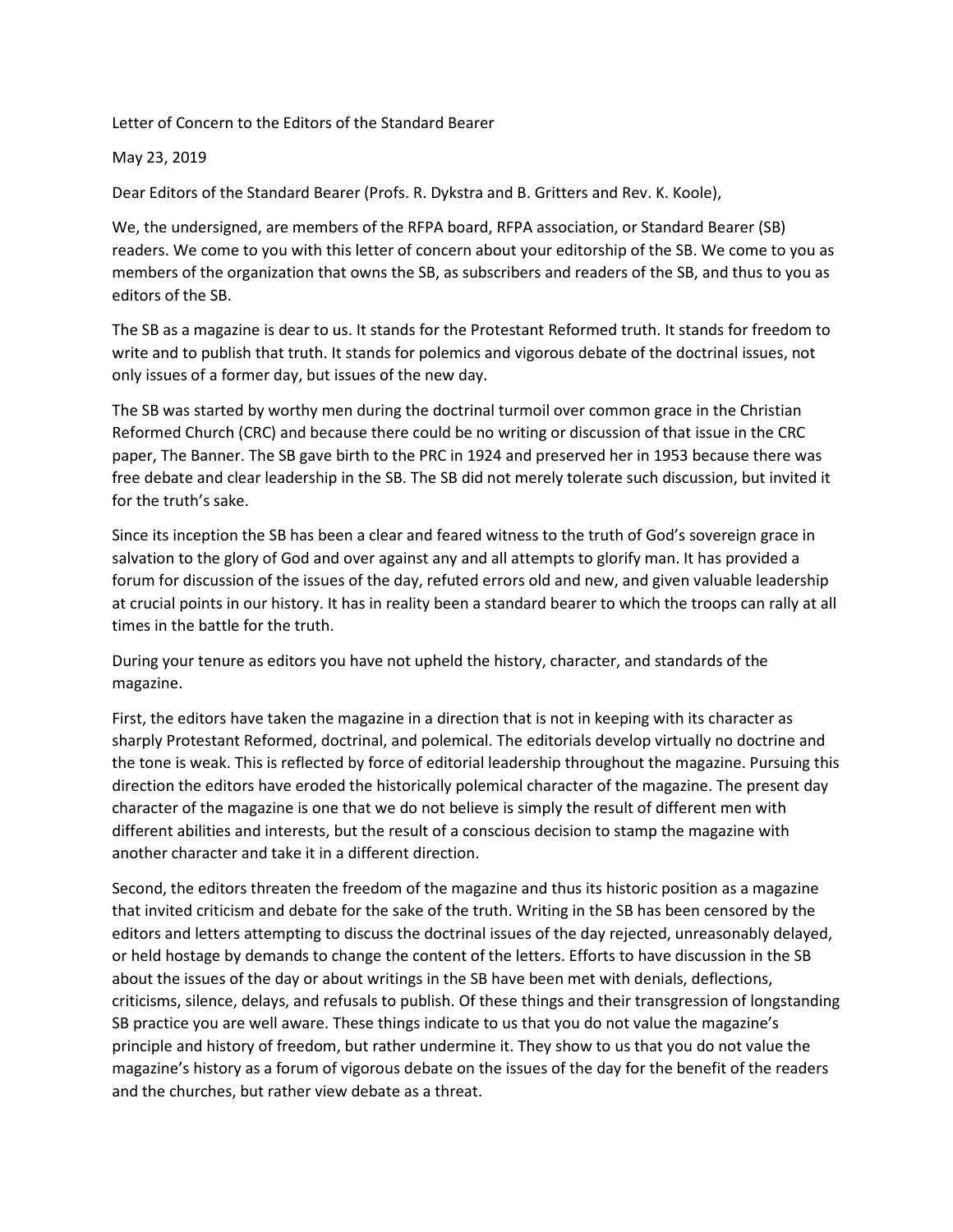Letter of Concern to the Editors of the Standard Bearer

May 23, 2019

Dear Editors of the Standard Bearer (Profs. R. Dykstra and B. Gritters and Rev. K. Koole),

We, the undersigned, are members of the RFPA board, RFPA association, or Standard Bearer (SB) readers. We come to you with this letter of concern about your editorship of the SB. We come to you as members of the organization that owns the SB, as subscribers and readers of the SB, and thus to you as editors of the SB.

The SB as a magazine is dear to us. It stands for the Protestant Reformed truth. It stands for freedom to write and to publish that truth. It stands for polemics and vigorous debate of the doctrinal issues, not only issues of a former day, but issues of the new day.

The SB was started by worthy men during the doctrinal turmoil over common grace in the Christian Reformed Church (CRC) and because there could be no writing or discussion of that issue in the CRC paper, The Banner. The SB gave birth to the PRC in 1924 and preserved her in 1953 because there was free debate and clear leadership in the SB. The SB did not merely tolerate such discussion, but invited it for the truth's sake.

Since its inception the SB has been a clear and feared witness to the truth of God's sovereign grace in salvation to the glory of God and over against any and all attempts to glorify man. It has provided a forum for discussion of the issues of the day, refuted errors old and new, and given valuable leadership at crucial points in our history. It has in reality been a standard bearer to which the troops can rally at all times in the battle for the truth.

During your tenure as editors you have not upheld the history, character, and standards of the magazine.

First, the editors have taken the magazine in a direction that is not in keeping with its character as sharply Protestant Reformed, doctrinal, and polemical. The editorials develop virtually no doctrine and the tone is weak. This is reflected by force of editorial leadership throughout the magazine. Pursuing this direction the editors have eroded the historically polemical character of the magazine. The present day character of the magazine is one that we do not believe is simply the result of different men with different abilities and interests, but the result of a conscious decision to stamp the magazine with another character and take it in a different direction.

Second, the editors threaten the freedom of the magazine and thus its historic position as a magazine that invited criticism and debate for the sake of the truth. Writing in the SB has been censored by the editors and letters attempting to discuss the doctrinal issues of the day rejected, unreasonably delayed, or held hostage by demands to change the content of the letters. Efforts to have discussion in the SB about the issues of the day or about writings in the SB have been met with denials, deflections, criticisms, silence, delays, and refusals to publish. Of these things and their transgression of longstanding SB practice you are well aware. These things indicate to us that you do not value the magazine's principle and history of freedom, but rather undermine it. They show to us that you do not value the magazine's history as a forum of vigorous debate on the issues of the day for the benefit of the readers and the churches, but rather view debate as a threat.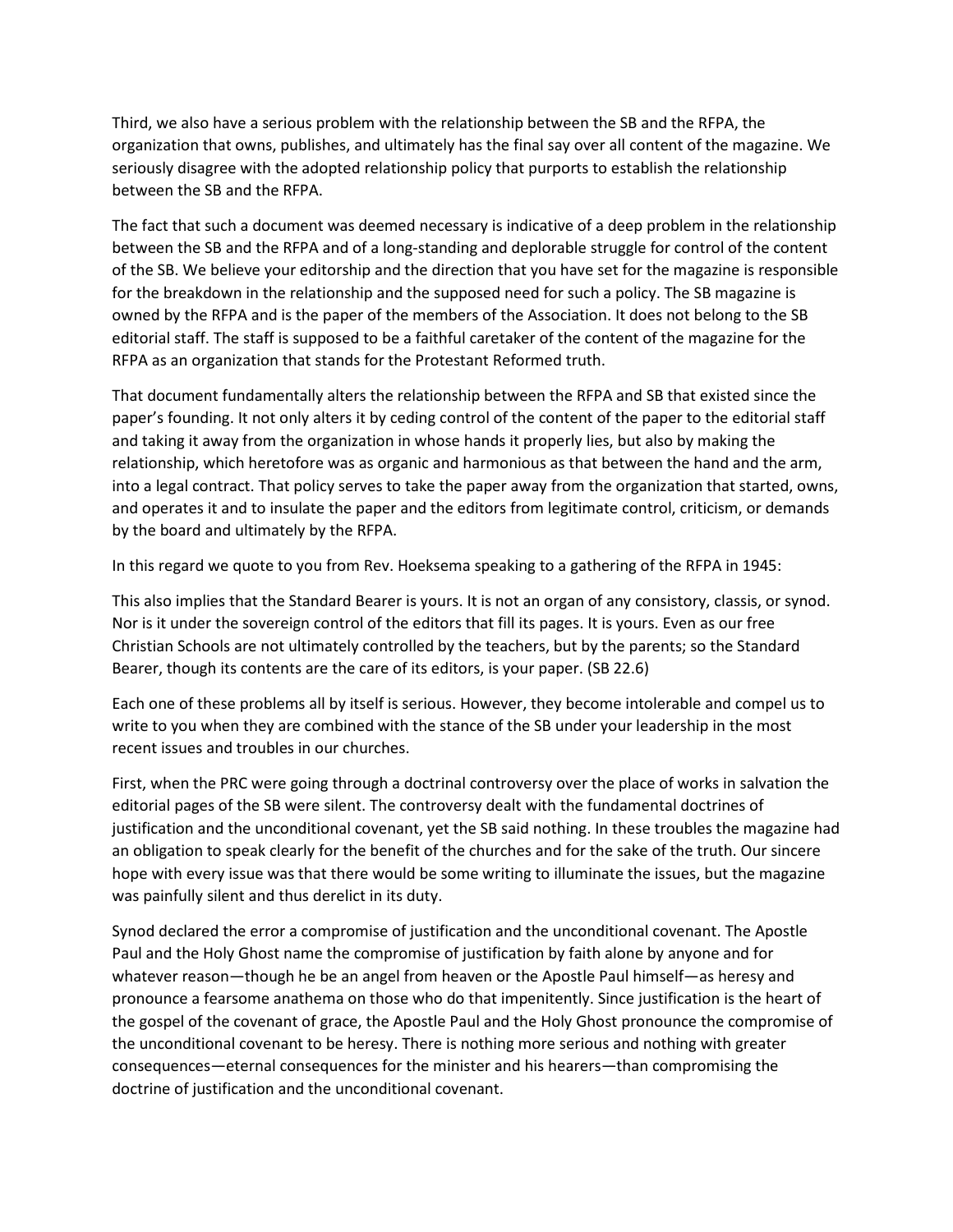Third, we also have a serious problem with the relationship between the SB and the RFPA, the organization that owns, publishes, and ultimately has the final say over all content of the magazine. We seriously disagree with the adopted relationship policy that purports to establish the relationship between the SB and the RFPA.

The fact that such a document was deemed necessary is indicative of a deep problem in the relationship between the SB and the RFPA and of a long-standing and deplorable struggle for control of the content of the SB. We believe your editorship and the direction that you have set for the magazine is responsible for the breakdown in the relationship and the supposed need for such a policy. The SB magazine is owned by the RFPA and is the paper of the members of the Association. It does not belong to the SB editorial staff. The staff is supposed to be a faithful caretaker of the content of the magazine for the RFPA as an organization that stands for the Protestant Reformed truth.

That document fundamentally alters the relationship between the RFPA and SB that existed since the paper's founding. It not only alters it by ceding control of the content of the paper to the editorial staff and taking it away from the organization in whose hands it properly lies, but also by making the relationship, which heretofore was as organic and harmonious as that between the hand and the arm, into a legal contract. That policy serves to take the paper away from the organization that started, owns, and operates it and to insulate the paper and the editors from legitimate control, criticism, or demands by the board and ultimately by the RFPA.

In this regard we quote to you from Rev. Hoeksema speaking to a gathering of the RFPA in 1945:

This also implies that the Standard Bearer is yours. It is not an organ of any consistory, classis, or synod. Nor is it under the sovereign control of the editors that fill its pages. It is yours. Even as our free Christian Schools are not ultimately controlled by the teachers, but by the parents; so the Standard Bearer, though its contents are the care of its editors, is your paper. (SB 22.6)

Each one of these problems all by itself is serious. However, they become intolerable and compel us to write to you when they are combined with the stance of the SB under your leadership in the most recent issues and troubles in our churches.

First, when the PRC were going through a doctrinal controversy over the place of works in salvation the editorial pages of the SB were silent. The controversy dealt with the fundamental doctrines of justification and the unconditional covenant, yet the SB said nothing. In these troubles the magazine had an obligation to speak clearly for the benefit of the churches and for the sake of the truth. Our sincere hope with every issue was that there would be some writing to illuminate the issues, but the magazine was painfully silent and thus derelict in its duty.

Synod declared the error a compromise of justification and the unconditional covenant. The Apostle Paul and the Holy Ghost name the compromise of justification by faith alone by anyone and for whatever reason—though he be an angel from heaven or the Apostle Paul himself—as heresy and pronounce a fearsome anathema on those who do that impenitently. Since justification is the heart of the gospel of the covenant of grace, the Apostle Paul and the Holy Ghost pronounce the compromise of the unconditional covenant to be heresy. There is nothing more serious and nothing with greater consequences—eternal consequences for the minister and his hearers—than compromising the doctrine of justification and the unconditional covenant.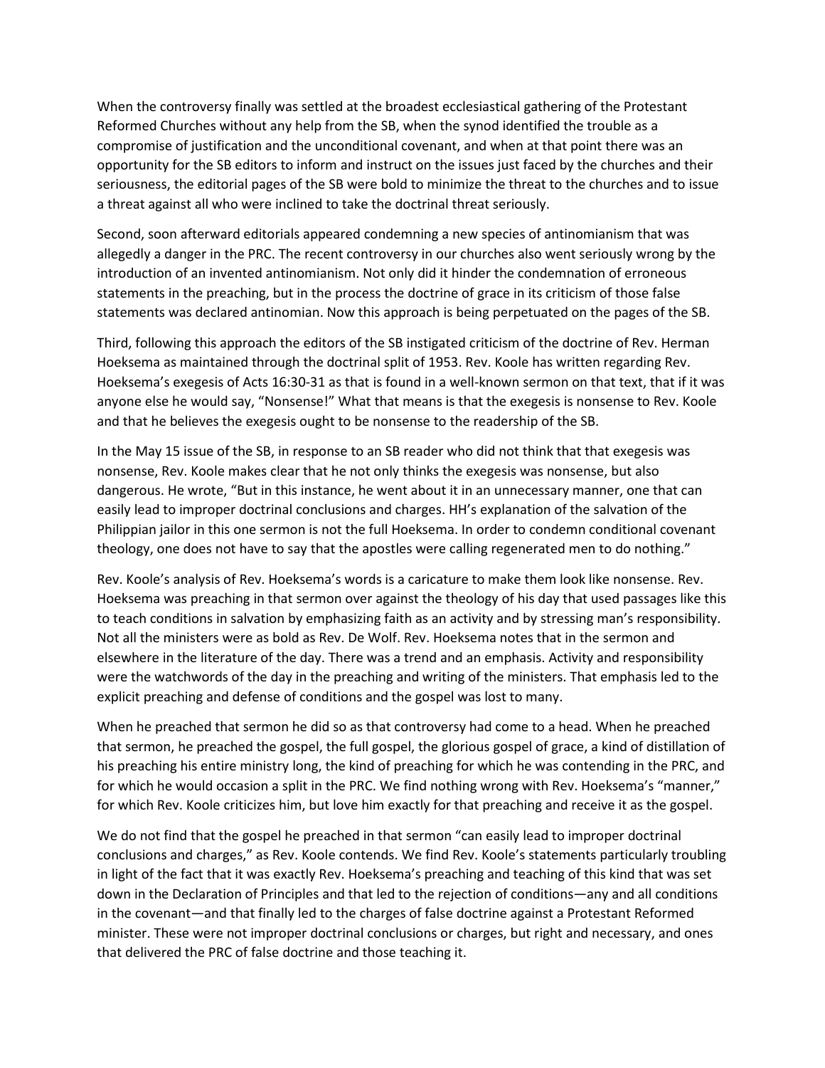When the controversy finally was settled at the broadest ecclesiastical gathering of the Protestant Reformed Churches without any help from the SB, when the synod identified the trouble as a compromise of justification and the unconditional covenant, and when at that point there was an opportunity for the SB editors to inform and instruct on the issues just faced by the churches and their seriousness, the editorial pages of the SB were bold to minimize the threat to the churches and to issue a threat against all who were inclined to take the doctrinal threat seriously.

Second, soon afterward editorials appeared condemning a new species of antinomianism that was allegedly a danger in the PRC. The recent controversy in our churches also went seriously wrong by the introduction of an invented antinomianism. Not only did it hinder the condemnation of erroneous statements in the preaching, but in the process the doctrine of grace in its criticism of those false statements was declared antinomian. Now this approach is being perpetuated on the pages of the SB.

Third, following this approach the editors of the SB instigated criticism of the doctrine of Rev. Herman Hoeksema as maintained through the doctrinal split of 1953. Rev. Koole has written regarding Rev. Hoeksema's exegesis of Acts 16:30-31 as that is found in a well-known sermon on that text, that if it was anyone else he would say, "Nonsense!" What that means is that the exegesis is nonsense to Rev. Koole and that he believes the exegesis ought to be nonsense to the readership of the SB.

In the May 15 issue of the SB, in response to an SB reader who did not think that that exegesis was nonsense, Rev. Koole makes clear that he not only thinks the exegesis was nonsense, but also dangerous. He wrote, "But in this instance, he went about it in an unnecessary manner, one that can easily lead to improper doctrinal conclusions and charges. HH's explanation of the salvation of the Philippian jailor in this one sermon is not the full Hoeksema. In order to condemn conditional covenant theology, one does not have to say that the apostles were calling regenerated men to do nothing."

Rev. Koole's analysis of Rev. Hoeksema's words is a caricature to make them look like nonsense. Rev. Hoeksema was preaching in that sermon over against the theology of his day that used passages like this to teach conditions in salvation by emphasizing faith as an activity and by stressing man's responsibility. Not all the ministers were as bold as Rev. De Wolf. Rev. Hoeksema notes that in the sermon and elsewhere in the literature of the day. There was a trend and an emphasis. Activity and responsibility were the watchwords of the day in the preaching and writing of the ministers. That emphasis led to the explicit preaching and defense of conditions and the gospel was lost to many.

When he preached that sermon he did so as that controversy had come to a head. When he preached that sermon, he preached the gospel, the full gospel, the glorious gospel of grace, a kind of distillation of his preaching his entire ministry long, the kind of preaching for which he was contending in the PRC, and for which he would occasion a split in the PRC. We find nothing wrong with Rev. Hoeksema's "manner," for which Rev. Koole criticizes him, but love him exactly for that preaching and receive it as the gospel.

We do not find that the gospel he preached in that sermon "can easily lead to improper doctrinal conclusions and charges," as Rev. Koole contends. We find Rev. Koole's statements particularly troubling in light of the fact that it was exactly Rev. Hoeksema's preaching and teaching of this kind that was set down in the Declaration of Principles and that led to the rejection of conditions—any and all conditions in the covenant—and that finally led to the charges of false doctrine against a Protestant Reformed minister. These were not improper doctrinal conclusions or charges, but right and necessary, and ones that delivered the PRC of false doctrine and those teaching it.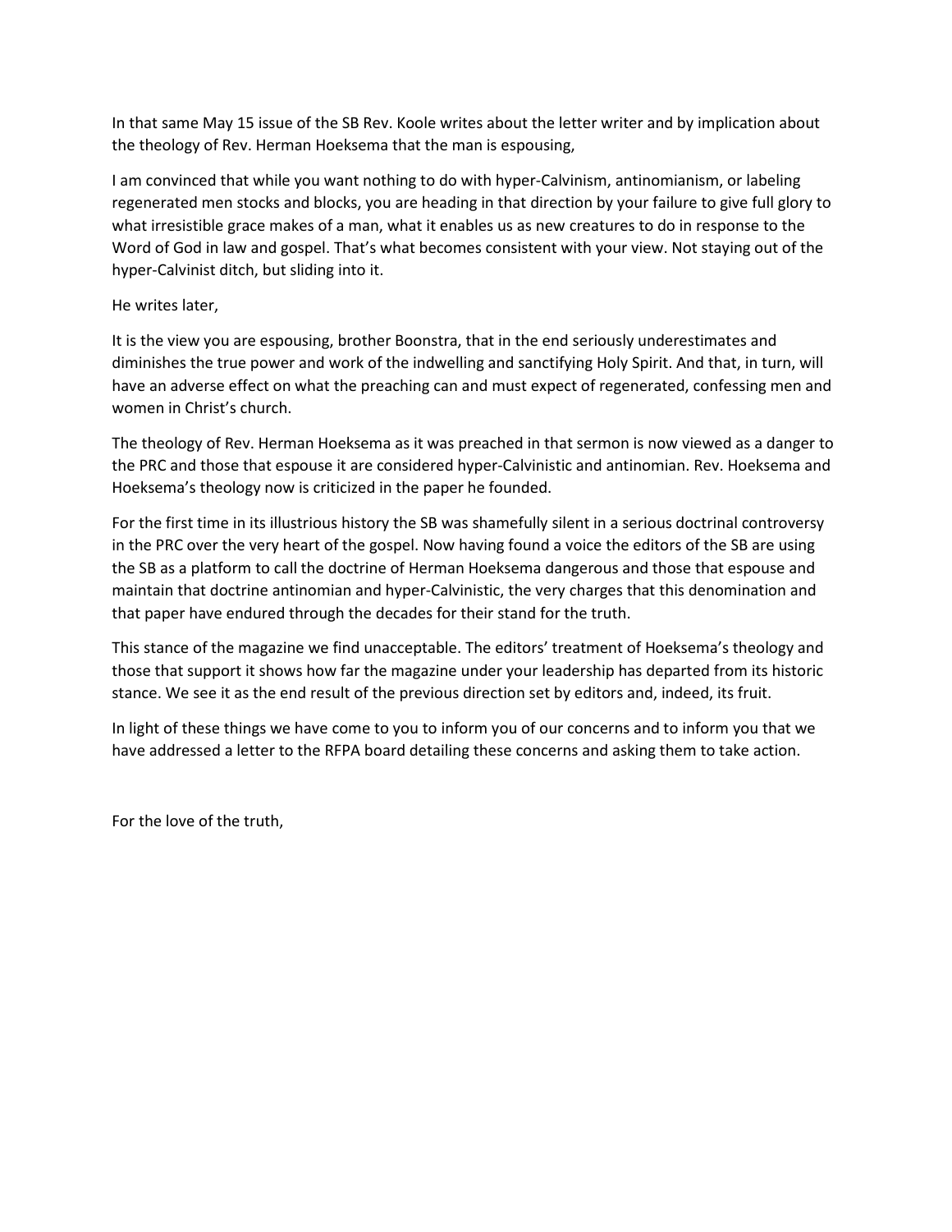In that same May 15 issue of the SB Rev. Koole writes about the letter writer and by implication about the theology of Rev. Herman Hoeksema that the man is espousing,

I am convinced that while you want nothing to do with hyper-Calvinism, antinomianism, or labeling regenerated men stocks and blocks, you are heading in that direction by your failure to give full glory to what irresistible grace makes of a man, what it enables us as new creatures to do in response to the Word of God in law and gospel. That's what becomes consistent with your view. Not staying out of the hyper-Calvinist ditch, but sliding into it.

He writes later,

It is the view you are espousing, brother Boonstra, that in the end seriously underestimates and diminishes the true power and work of the indwelling and sanctifying Holy Spirit. And that, in turn, will have an adverse effect on what the preaching can and must expect of regenerated, confessing men and women in Christ's church.

The theology of Rev. Herman Hoeksema as it was preached in that sermon is now viewed as a danger to the PRC and those that espouse it are considered hyper-Calvinistic and antinomian. Rev. Hoeksema and Hoeksema's theology now is criticized in the paper he founded.

For the first time in its illustrious history the SB was shamefully silent in a serious doctrinal controversy in the PRC over the very heart of the gospel. Now having found a voice the editors of the SB are using the SB as a platform to call the doctrine of Herman Hoeksema dangerous and those that espouse and maintain that doctrine antinomian and hyper-Calvinistic, the very charges that this denomination and that paper have endured through the decades for their stand for the truth.

This stance of the magazine we find unacceptable. The editors' treatment of Hoeksema's theology and those that support it shows how far the magazine under your leadership has departed from its historic stance. We see it as the end result of the previous direction set by editors and, indeed, its fruit.

In light of these things we have come to you to inform you of our concerns and to inform you that we have addressed a letter to the RFPA board detailing these concerns and asking them to take action.

For the love of the truth,